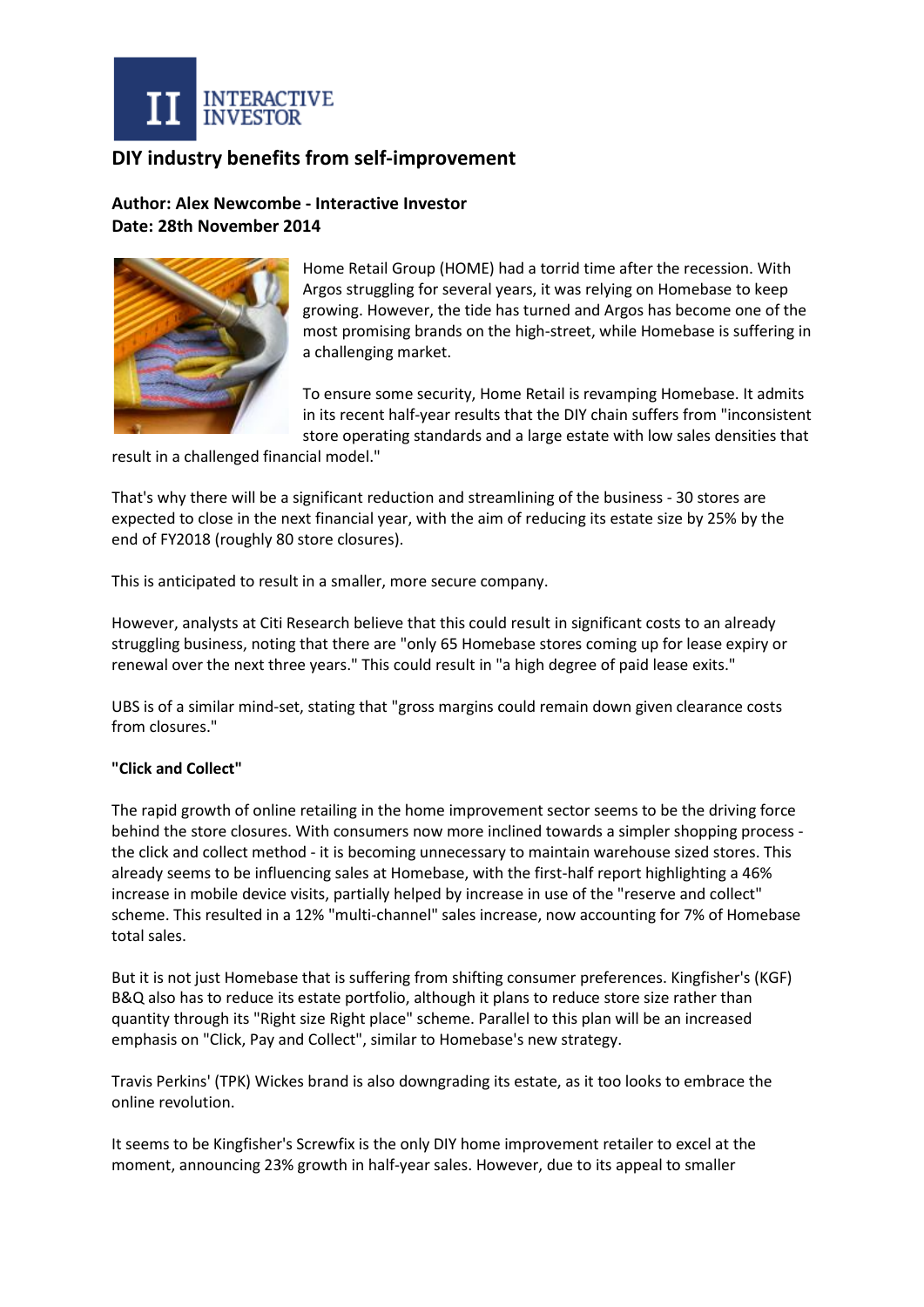# DIY industry benefits from self-improvement

**Author: Alex Newcombe - Interactive Investor**
**Date: 28th November 2014**

Home Retail Group (HOME) had a torrid time after the recession. With Argos struggling for several years, it was relying on Homebase to keep growing. However, the tide has turned and Argos has become one of the most promising brands on the high-street, while Homebase is suffering in a challenging market.

To ensure some security, Home Retail is revamping Homebase. It admits in its recent half-year results that the DIY chain suffers from "inconsistent store operating standards and a large estate with low sales densities that result in a challenged financial model."

That's why there will be a significant reduction and streamlining of the business - 30 stores are expected to close in the next financial year, with the aim of reducing its estate size by 25% by the end of FY2018 (roughly 80 store closures).

This is anticipated to result in a smaller, more secure company.

However, analysts at Citi Research believe that this could result in significant costs to an already struggling business, noting that there are "only 65 Homebase stores coming up for lease expiry or renewal over the next three years." This could result in "a high degree of paid lease exits."

UBS is of a similar mind-set, stating that "gross margins could remain down given clearance costs from closures."

**"Click and Collect"**

The rapid growth of online retailing in the home improvement sector seems to be the driving force behind the store closures. With consumers now more inclined towards a simpler shopping process - the click and collect method - it is becoming unnecessary to maintain warehouse sized stores. This already seems to be influencing sales at Homebase, with the first-half report highlighting a 46% increase in mobile device visits, partially helped by increase in use of the "reserve and collect" scheme. This resulted in a 12% "multi-channel" sales increase, now accounting for 7% of Homebase total sales.

But it is not just Homebase that is suffering from shifting consumer preferences. Kingfisher's (KGF) B&Q also has to reduce its estate portfolio, although it plans to reduce store size rather than quantity through its "Right size Right place" scheme. Parallel to this plan will be an increased emphasis on "Click, Pay and Collect", similar to Homebase's new strategy.

Travis Perkins' (TPK) Wickes brand is also downgrading its estate, as it too looks to embrace the online revolution.

It seems to be Kingfisher's Screwfix is the only DIY home improvement retailer to excel at the moment, announcing 23% growth in half-year sales. However, due to its appeal to smaller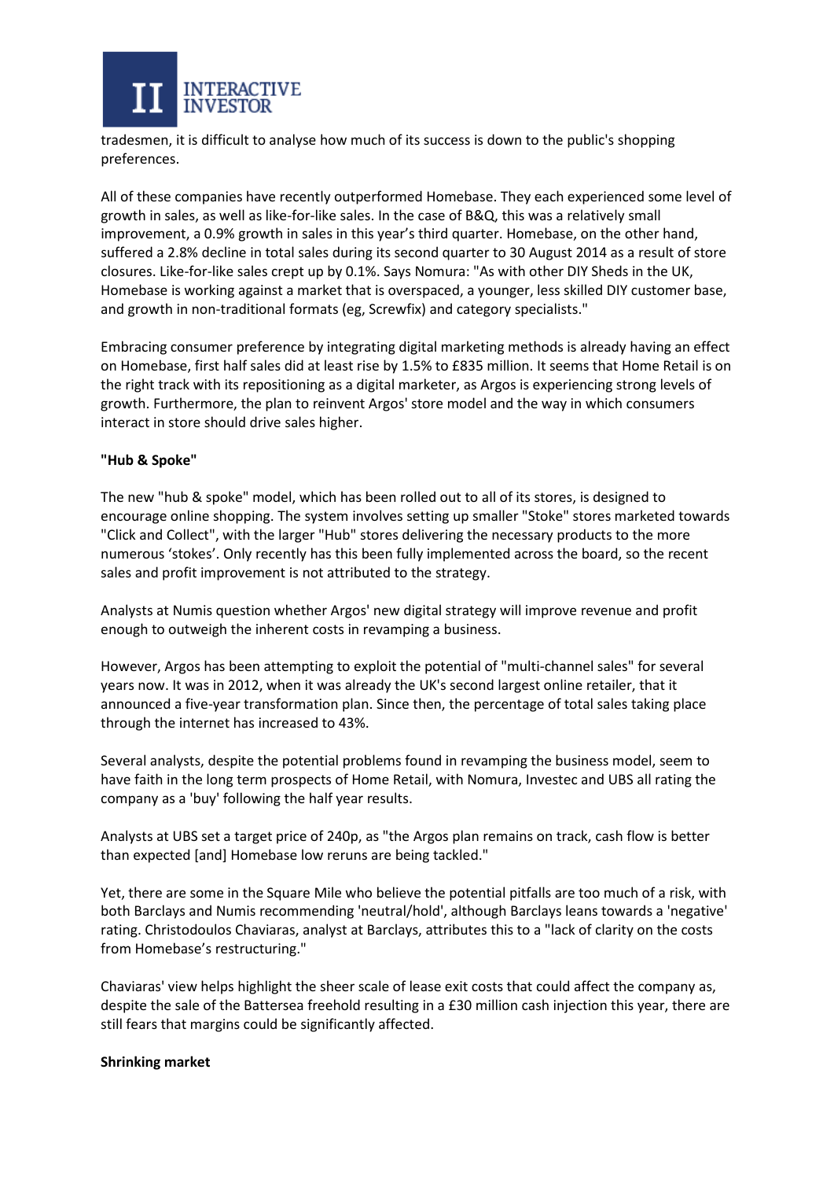tradesmen, it is difficult to analyse how much of its success is down to the public's shopping preferences.

All of these companies have recently outperformed Homebase. They each experienced some level of growth in sales, as well as like-for-like sales. In the case of B&Q, this was a relatively small improvement, a 0.9% growth in sales in this year's third quarter. Homebase, on the other hand, suffered a 2.8% decline in total sales during its second quarter to 30 August 2014 as a result of store closures. Like-for-like sales crept up by 0.1%. Says Nomura: "As with other DIY Sheds in the UK, Homebase is working against a market that is overspaced, a younger, less skilled DIY customer base, and growth in non-traditional formats (eg, Screwfix) and category specialists."

Embracing consumer preference by integrating digital marketing methods is already having an effect on Homebase, first half sales did at least rise by 1.5% to £835 million. It seems that Home Retail is on the right track with its repositioning as a digital marketer, as Argos is experiencing strong levels of growth. Furthermore, the plan to reinvent Argos' store model and the way in which consumers interact in store should drive sales higher.

**"Hub & Spoke"**

The new "hub & spoke" model, which has been rolled out to all of its stores, is designed to encourage online shopping. The system involves setting up smaller "Stoke" stores marketed towards "Click and Collect", with the larger "Hub" stores delivering the necessary products to the more numerous 'stokes'. Only recently has this been fully implemented across the board, so the recent sales and profit improvement is not attributed to the strategy.

Analysts at Numis question whether Argos' new digital strategy will improve revenue and profit enough to outweigh the inherent costs in revamping a business.

However, Argos has been attempting to exploit the potential of "multi-channel sales" for several years now. It was in 2012, when it was already the UK's second largest online retailer, that it announced a five-year transformation plan. Since then, the percentage of total sales taking place through the internet has increased to 43%.

Several analysts, despite the potential problems found in revamping the business model, seem to have faith in the long term prospects of Home Retail, with Nomura, Investec and UBS all rating the company as a 'buy' following the half year results.

Analysts at UBS set a target price of 240p, as "the Argos plan remains on track, cash flow is better than expected [and] Homebase low reruns are being tackled."

Yet, there are some in the Square Mile who believe the potential pitfalls are too much of a risk, with both Barclays and Numis recommending 'neutral/hold', although Barclays leans towards a 'negative' rating. Christodoulos Chaviaras, analyst at Barclays, attributes this to a "lack of clarity on the costs from Homebase's restructuring."

Chaviaras' view helps highlight the sheer scale of lease exit costs that could affect the company as, despite the sale of the Battersea freehold resulting in a £30 million cash injection this year, there are still fears that margins could be significantly affected.

**Shrinking market**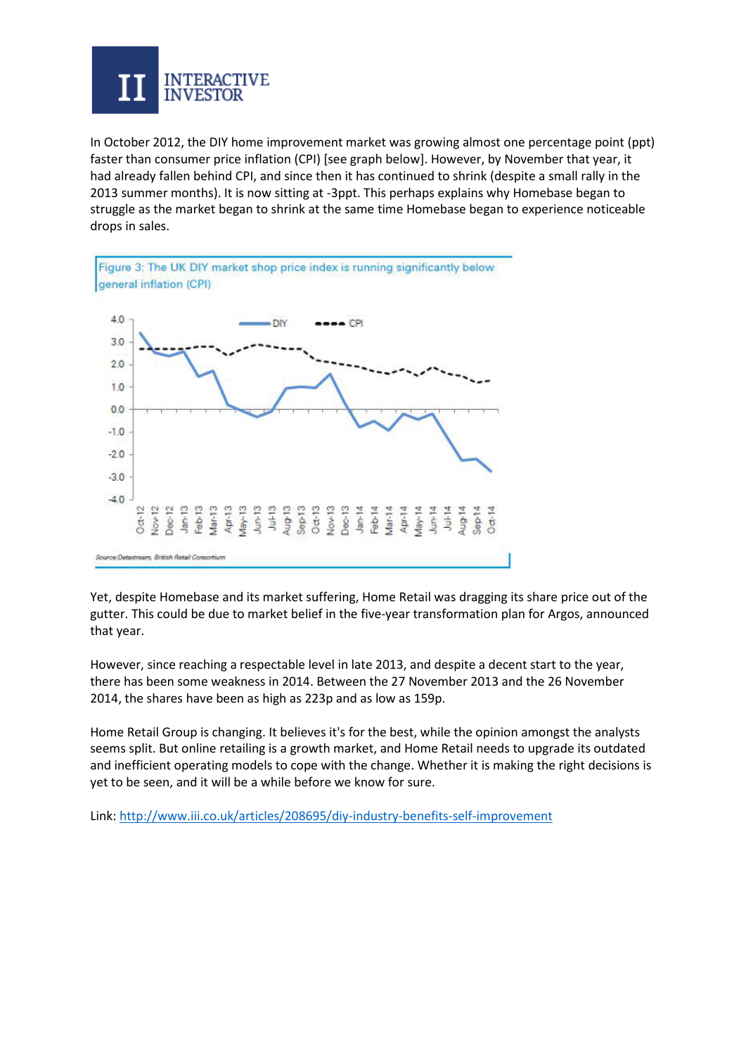INTERACTIVE INVESTOR

In October 2012, the DIY home improvement market was growing almost one percentage point (ppt) faster than consumer price inflation (CPI) [see graph below]. However, by November that year, it had already fallen behind CPI, and since then it has continued to shrink (despite a small rally in the 2013 summer months). It is now sitting at -3ppt. This perhaps explains why Homebase began to struggle as the market began to shrink at the same time Homebase began to experience noticeable drops in sales.

Figure 3: The UK DIY market shop price index is running significantly below general inflation (CPI)

DIY CPI

4.0
3.0
2.0
1.0
0.0
-1.0
-2.0
-3.0
-4.0

Oct-12 Nov-12 Dec-12 Jan-13 Feb-13 Mar-13 Apr-13 May-13 Jun-13 Jul-13 Aug-13 Sep-13 Oct-13 Nov-13 Dec-13 Jan-14 Feb-14 Mar-14 Apr-14 May-14 Jun-14 Jul-14 Aug-14 Sep-14 Oct-14

Source: Datastream, British Retail Consortium

Yet, despite Homebase and its market suffering, Home Retail was dragging its share price out of the gutter. This could be due to market belief in the five-year transformation plan for Argos, announced that year.

However, since reaching a respectable level in late 2013, and despite a decent start to the year, there has been some weakness in 2014. Between the 27 November 2013 and the 26 November 2014, the shares have been as high as 223p and as low as 159p.

Home Retail Group is changing. It believes it's for the best, while the opinion amongst the analysts seems split. But online retailing is a growth market, and Home Retail needs to upgrade its outdated and inefficient operating models to cope with the change. Whether it is making the right decisions is yet to be seen, and it will be a while before we know for sure.

Link: http://www.iii.co.uk/articles/208695/diy-industry-benefits-self-improvement